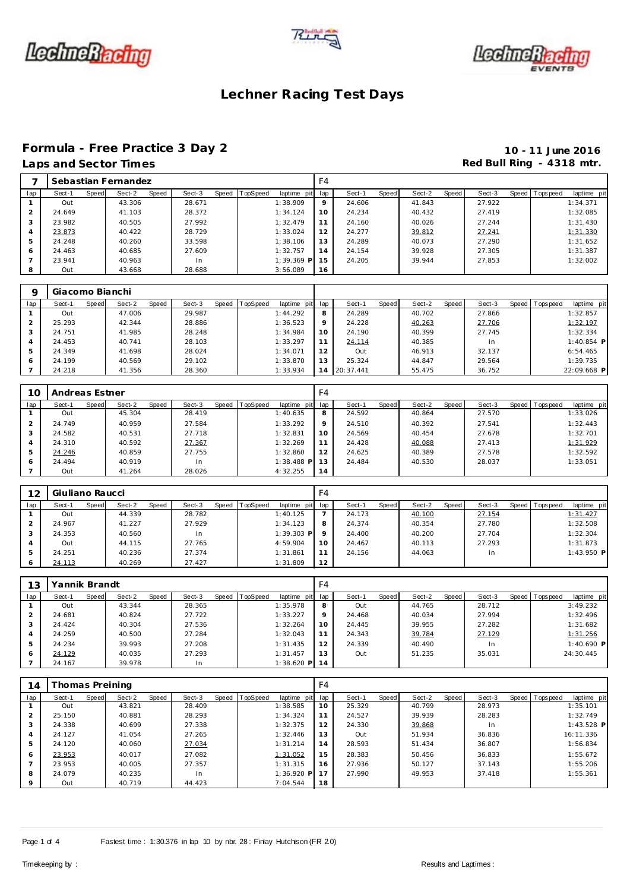# Lechner Racing Test Days

## Formula - Free Practice 3 Day 2

**Laps and Sector Times**

**10 - 11 June 2016**
**Red Bull Ring - 4318 mtr.**

| 7 | Sebastian Fernandez | | | | | | | | F4 | | | | | | | | |
|---|---|---|---|---|---|---|---|---|---|---|---|---|---|---|---|---|---|
| lap | Sect-1 | Speed | Sect-2 | Speed | Sect-3 | Speed | TopSpeed | laptime pit | lap | Sect-1 | Speed | Sect-2 | Speed | Sect-3 | Speed | Topspeed | laptime pit |
| 1 | Out | | 43.306 | | 28.671 | | | 1:38.909 | 9 | 24.606 | | 41.843 | | 27.922 | | | 1:34.371 |
| 2 | 24.649 | | 41.103 | | 28.372 | | | 1:34.124 | 10 | 24.234 | | 40.432 | | 27.419 | | | 1:32.085 |
| 3 | 23.982 | | 40.505 | | 27.992 | | | 1:32.479 | 11 | 24.160 | | 40.026 | | 27.244 | | | 1:31.430 |
| 4 | 23.873 | | 40.422 | | 28.729 | | | 1:33.024 | 12 | 24.277 | | 39.812 | | 27.241 | | | 1:31.330 |
| 5 | 24.248 | | 40.260 | | 33.598 | | | 1:38.106 | 13 | 24.289 | | 40.073 | | 27.290 | | | 1:31.652 |
| 6 | 24.463 | | 40.685 | | 27.609 | | | 1:32.757 | 14 | 24.154 | | 39.928 | | 27.305 | | | 1:31.387 |
| 7 | 23.941 | | 40.963 | | In | | | 1:39.369 P | 15 | 24.205 | | 39.944 | | 27.853 | | | 1:32.002 |
| 8 | Out | | 43.668 | | 28.688 | | | 3:56.089 | 16 | | | | | | | | |

| 9 | Giacomo Bianchi | | | | | | | | | | | | | | | | |
|---|---|---|---|---|---|---|---|---|---|---|---|---|---|---|---|---|---|
| lap | Sect-1 | Speed | Sect-2 | Speed | Sect-3 | Speed | TopSpeed | laptime pit | lap | Sect-1 | Speed | Sect-2 | Speed | Sect-3 | Speed | Topspeed | laptime pit |
| 1 | Out | | 47.006 | | 29.987 | | | 1:44.292 | 8 | 24.289 | | 40.702 | | 27.866 | | | 1:32.857 |
| 2 | 25.293 | | 42.344 | | 28.886 | | | 1:36.523 | 9 | 24.228 | | 40.263 | | 27.706 | | | 1:32.197 |
| 3 | 24.751 | | 41.985 | | 28.248 | | | 1:34.984 | 10 | 24.190 | | 40.399 | | 27.745 | | | 1:32.334 |
| 4 | 24.453 | | 40.741 | | 28.103 | | | 1:33.297 | 11 | 24.114 | | 40.385 | | In | | | 1:40.854 P |
| 5 | 24.349 | | 41.698 | | 28.024 | | | 1:34.071 | 12 | Out | | 46.913 | | 32.137 | | | 6:54.465 |
| 6 | 24.199 | | 40.569 | | 29.102 | | | 1:33.870 | 13 | 25.324 | | 44.847 | | 29.564 | | | 1:39.735 |
| 7 | 24.218 | | 41.356 | | 28.360 | | | 1:33.934 | 14 | 20:37.441 | | 55.475 | | 36.752 | | | 22:09.668 P |

| 10 | Andreas Estner | | | | | | | | F4 | | | | | | | | |
|---|---|---|---|---|---|---|---|---|---|---|---|---|---|---|---|---|---|
| lap | Sect-1 | Speed | Sect-2 | Speed | Sect-3 | Speed | TopSpeed | laptime pit | lap | Sect-1 | Speed | Sect-2 | Speed | Sect-3 | Speed | Topspeed | laptime pit |
| 1 | Out | | 45.304 | | 28.419 | | | 1:40.635 | 8 | 24.592 | | 40.864 | | 27.570 | | | 1:33.026 |
| 2 | 24.749 | | 40.959 | | 27.584 | | | 1:33.292 | 9 | 24.510 | | 40.392 | | 27.541 | | | 1:32.443 |
| 3 | 24.582 | | 40.531 | | 27.718 | | | 1:32.831 | 10 | 24.569 | | 40.454 | | 27.678 | | | 1:32.701 |
| 4 | 24.310 | | 40.592 | | 27.367 | | | 1:32.269 | 11 | 24.428 | | 40.088 | | 27.413 | | | 1:31.929 |
| 5 | 24.246 | | 40.859 | | 27.755 | | | 1:32.860 | 12 | 24.625 | | 40.389 | | 27.578 | | | 1:32.592 |
| 6 | 24.494 | | 40.919 | | In | | | 1:38.488 P | 13 | 24.484 | | 40.530 | | 28.037 | | | 1:33.051 |
| 7 | Out | | 41.264 | | 28.026 | | | 4:32.255 | 14 | | | | | | | | |

| 12 | Giuliano Raucci | | | | | | | | F4 | | | | | | | | |
|---|---|---|---|---|---|---|---|---|---|---|---|---|---|---|---|---|---|
| lap | Sect-1 | Speed | Sect-2 | Speed | Sect-3 | Speed | TopSpeed | laptime pit | lap | Sect-1 | Speed | Sect-2 | Speed | Sect-3 | Speed | Topspeed | laptime pit |
| 1 | Out | | 44.339 | | 28.782 | | | 1:40.125 | 7 | 24.173 | | 40.100 | | 27.154 | | | 1:31.427 |
| 2 | 24.967 | | 41.227 | | 27.929 | | | 1:34.123 | 8 | 24.374 | | 40.354 | | 27.780 | | | 1:32.508 |
| 3 | 24.353 | | 40.560 | | In | | | 1:39.303 P | 9 | 24.400 | | 40.200 | | 27.704 | | | 1:32.304 |
| 4 | Out | | 44.115 | | 27.765 | | | 4:59.904 | 10 | 24.467 | | 40.113 | | 27.293 | | | 1:31.873 |
| 5 | 24.251 | | 40.236 | | 27.374 | | | 1:31.861 | 11 | 24.156 | | 44.063 | | In | | | 1:43.950 P |
| 6 | 24.113 | | 40.269 | | 27.427 | | | 1:31.809 | 12 | | | | | | | | |

| 13 | Yannik Brandt | | | | | | | | F4 | | | | | | | | |
|---|---|---|---|---|---|---|---|---|---|---|---|---|---|---|---|---|---|
| lap | Sect-1 | Speed | Sect-2 | Speed | Sect-3 | Speed | TopSpeed | laptime pit | lap | Sect-1 | Speed | Sect-2 | Speed | Sect-3 | Speed | Topspeed | laptime pit |
| 1 | Out | | 43.344 | | 28.365 | | | 1:35.978 | 8 | Out | | 44.765 | | 28.712 | | | 3:49.232 |
| 2 | 24.681 | | 40.824 | | 27.722 | | | 1:33.227 | 9 | 24.468 | | 40.034 | | 27.994 | | | 1:32.496 |
| 3 | 24.424 | | 40.304 | | 27.536 | | | 1:32.264 | 10 | 24.445 | | 39.955 | | 27.282 | | | 1:31.682 |
| 4 | 24.259 | | 40.500 | | 27.284 | | | 1:32.043 | 11 | 24.343 | | 39.784 | | 27.129 | | | 1:31.256 |
| 5 | 24.234 | | 39.993 | | 27.208 | | | 1:31.435 | 12 | 24.339 | | 40.490 | | In | | | 1:40.690 P |
| 6 | 24.129 | | 40.035 | | 27.293 | | | 1:31.457 | 13 | Out | | 51.235 | | 35.031 | | | 24:30.445 |
| 7 | 24.167 | | 39.978 | | In | | | 1:38.620 P | 14 | | | | | | | | |

| 14 | Thomas Preining | | | | | | | | F4 | | | | | | | | |
|---|---|---|---|---|---|---|---|---|---|---|---|---|---|---|---|---|---|
| lap | Sect-1 | Speed | Sect-2 | Speed | Sect-3 | Speed | TopSpeed | laptime pit | lap | Sect-1 | Speed | Sect-2 | Speed | Sect-3 | Speed | Topspeed | laptime pit |
| 1 | Out | | 43.821 | | 28.409 | | | 1:38.585 | 10 | 25.329 | | 40.799 | | 28.973 | | | 1:35.101 |
| 2 | 25.150 | | 40.881 | | 28.293 | | | 1:34.324 | 11 | 24.527 | | 39.939 | | 28.283 | | | 1:32.749 |
| 3 | 24.338 | | 40.699 | | 27.338 | | | 1:32.375 | 12 | 24.330 | | 39.868 | | In | | | 1:43.528 P |
| 4 | 24.127 | | 41.054 | | 27.265 | | | 1:32.446 | 13 | Out | | 51.934 | | 36.836 | | | 16:11.336 |
| 5 | 24.120 | | 40.060 | | 27.034 | | | 1:31.214 | 14 | 28.593 | | 51.434 | | 36.807 | | | 1:56.834 |
| 6 | 23.953 | | 40.017 | | 27.082 | | | 1:31.052 | 15 | 28.383 | | 50.456 | | 36.833 | | | 1:55.672 |
| 7 | 23.953 | | 40.005 | | 27.357 | | | 1:31.315 | 16 | 27.936 | | 50.127 | | 37.143 | | | 1:55.206 |
| 8 | 24.079 | | 40.235 | | In | | | 1:36.920 P | 17 | 27.990 | | 49.953 | | 37.418 | | | 1:55.361 |
| 9 | Out | | 40.719 | | 44.423 | | | 7:04.544 | 18 | | | | | | | | |

Fastest time : 1:30.376 in lap 10 by nbr. 28 : Finlay Hutchison (FR 2.0)

Timekeeping by : Results and Laptimes :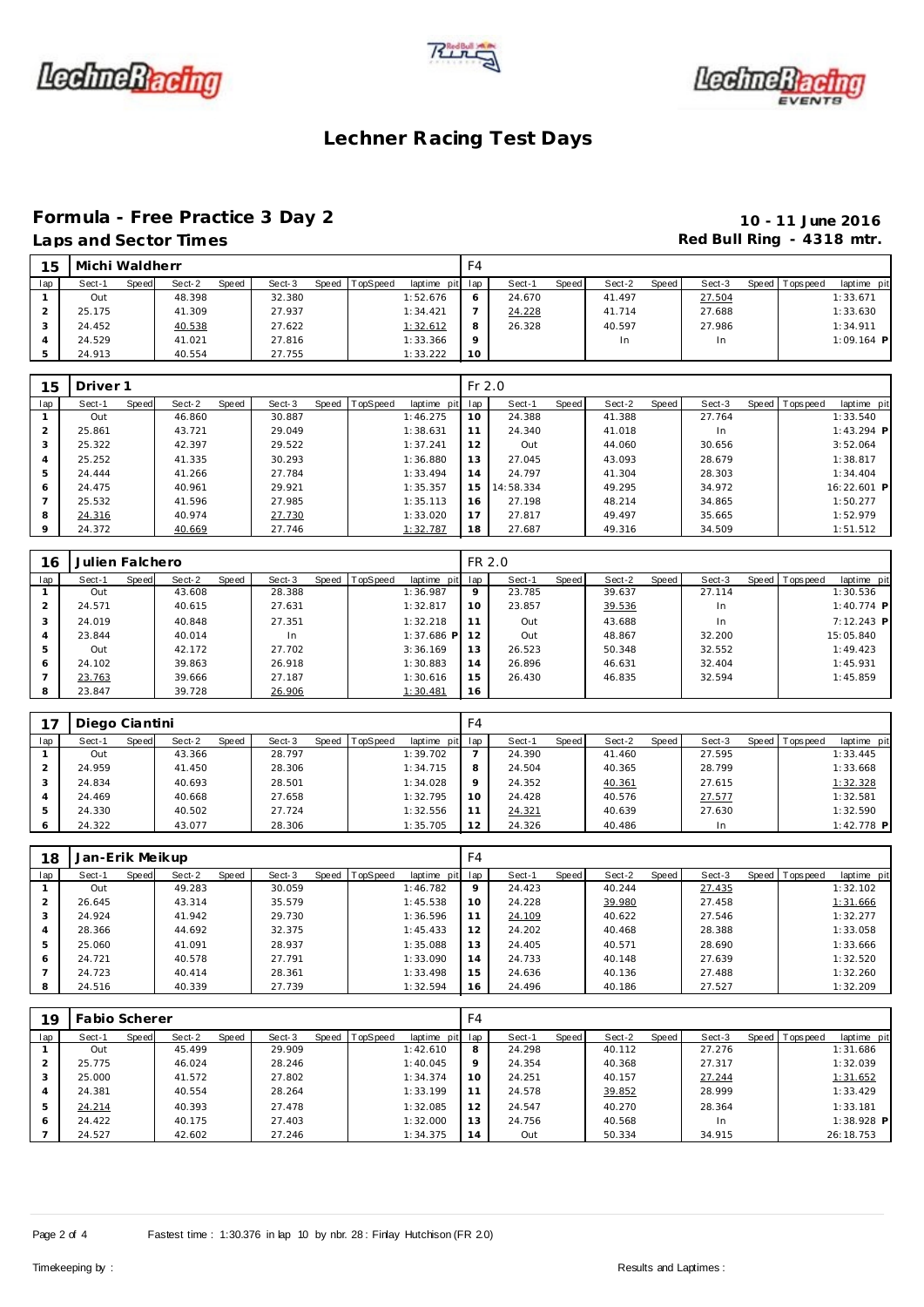# Lechner Racing Test Days

## Formula - Free Practice 3 Day 2

**10 - 11 June 2016**

### Laps and Sector Times

**Red Bull Ring - 4318 mtr.**

| 15 | Michi Waldherr | | | | | | | | F4 | | | | | | | | |
|---|---|---|---|---|---|---|---|---|---|---|---|---|---|---|---|---|---|
| lap | Sect-1 | Speed | Sect-2 | Speed | Sect-3 | Speed | TopSpeed | laptime pit | lap | Sect-1 | Speed | Sect-2 | Speed | Sect-3 | Speed | Topspeed | laptime pit |
| 1 | Out | | 48.398 | | 32.380 | | | 1:52.676 | 6 | 24.670 | | 41.497 | | 27.504 | | | 1:33.671 |
| 2 | 25.175 | | 41.309 | | 27.937 | | | 1:34.421 | 7 | 24.228 | | 41.714 | | 27.688 | | | 1:33.630 |
| 3 | 24.452 | | 40.538 | | 27.622 | | | 1:32.612 | 8 | 26.328 | | 40.597 | | 27.986 | | | 1:34.911 |
| 4 | 24.529 | | 41.021 | | 27.816 | | | 1:33.366 | 9 | | | In | | In | | | 1:09.164 P |
| 5 | 24.913 | | 40.554 | | 27.755 | | | 1:33.222 | 10 | | | | | | | | |

| 15 | Driver 1 | | | | | | | | Fr 2.0 | | | | | | | | |
|---|---|---|---|---|---|---|---|---|---|---|---|---|---|---|---|---|---|
| lap | Sect-1 | Speed | Sect-2 | Speed | Sect-3 | Speed | TopSpeed | laptime pit | lap | Sect-1 | Speed | Sect-2 | Speed | Sect-3 | Speed | Topspeed | laptime pit |
| 1 | Out | | 46.860 | | 30.887 | | | 1:46.275 | 10 | 24.388 | | 41.388 | | 27.764 | | | 1:33.540 |
| 2 | 25.861 | | 43.721 | | 29.049 | | | 1:38.631 | 11 | 24.340 | | 41.018 | | In | | | 1:43.294 P |
| 3 | 25.322 | | 42.397 | | 29.522 | | | 1:37.241 | 12 | Out | | 44.060 | | 30.656 | | | 3:52.064 |
| 4 | 25.252 | | 41.335 | | 30.293 | | | 1:36.880 | 13 | 27.045 | | 43.093 | | 28.679 | | | 1:38.817 |
| 5 | 24.444 | | 41.266 | | 27.784 | | | 1:33.494 | 14 | 24.797 | | 41.304 | | 28.303 | | | 1:34.404 |
| 6 | 24.475 | | 40.961 | | 29.921 | | | 1:35.357 | 15 | 14:58.334 | | 49.295 | | 34.972 | | | 16:22.601 P |
| 7 | 25.532 | | 41.596 | | 27.985 | | | 1:35.113 | 16 | 27.198 | | 48.214 | | 34.865 | | | 1:50.277 |
| 8 | 24.316 | | 40.974 | | 27.730 | | | 1:33.020 | 17 | 27.817 | | 49.497 | | 35.665 | | | 1:52.979 |
| 9 | 24.372 | | 40.669 | | 27.746 | | | 1:32.787 | 18 | 27.687 | | 49.316 | | 34.509 | | | 1:51.512 |

| 16 | Julien Falchero | | | | | | | | FR 2.0 | | | | | | | | |
|---|---|---|---|---|---|---|---|---|---|---|---|---|---|---|---|---|---|
| lap | Sect-1 | Speed | Sect-2 | Speed | Sect-3 | Speed | TopSpeed | laptime pit | lap | Sect-1 | Speed | Sect-2 | Speed | Sect-3 | Speed | Topspeed | laptime pit |
| 1 | Out | | 43.608 | | 28.388 | | | 1:36.987 | 9 | 23.785 | | 39.637 | | 27.114 | | | 1:30.536 |
| 2 | 24.571 | | 40.615 | | 27.631 | | | 1:32.817 | 10 | 23.857 | | 39.536 | | In | | | 1:40.774 P |
| 3 | 24.019 | | 40.848 | | 27.351 | | | 1:32.218 | 11 | Out | | 43.688 | | In | | | 7:12.243 P |
| 4 | 23.844 | | 40.014 | | In | | | 1:37.686 P | 12 | Out | | 48.867 | | 32.200 | | | 15:05.840 |
| 5 | Out | | 42.172 | | 27.702 | | | 3:36.169 | 13 | 26.523 | | 50.348 | | 32.552 | | | 1:49.423 |
| 6 | 24.102 | | 39.863 | | 26.918 | | | 1:30.883 | 14 | 26.896 | | 46.631 | | 32.404 | | | 1:45.931 |
| 7 | 23.763 | | 39.666 | | 27.187 | | | 1:30.616 | 15 | 26.430 | | 46.835 | | 32.594 | | | 1:45.859 |
| 8 | 23.847 | | 39.728 | | 26.906 | | | 1:30.481 | 16 | | | | | | | | |

| 17 | Diego Ciantini | | | | | | | | F4 | | | | | | | | |
|---|---|---|---|---|---|---|---|---|---|---|---|---|---|---|---|---|---|
| lap | Sect-1 | Speed | Sect-2 | Speed | Sect-3 | Speed | TopSpeed | laptime pit | lap | Sect-1 | Speed | Sect-2 | Speed | Sect-3 | Speed | Topspeed | laptime pit |
| 1 | Out | | 43.366 | | 28.797 | | | 1:39.702 | 7 | 24.390 | | 41.460 | | 27.595 | | | 1:33.445 |
| 2 | 24.959 | | 41.450 | | 28.306 | | | 1:34.715 | 8 | 24.504 | | 40.365 | | 28.799 | | | 1:33.668 |
| 3 | 24.834 | | 40.693 | | 28.501 | | | 1:34.028 | 9 | 24.352 | | 40.361 | | 27.615 | | | 1:32.328 |
| 4 | 24.469 | | 40.668 | | 27.658 | | | 1:32.795 | 10 | 24.428 | | 40.576 | | 27.577 | | | 1:32.581 |
| 5 | 24.330 | | 40.502 | | 27.724 | | | 1:32.556 | 11 | 24.321 | | 40.639 | | 27.630 | | | 1:32.590 |
| 6 | 24.322 | | 43.077 | | 28.306 | | | 1:35.705 | 12 | 24.326 | | 40.486 | | In | | | 1:42.778 P |

| 18 | Jan-Erik Meikup | | | | | | | | F4 | | | | | | | | |
|---|---|---|---|---|---|---|---|---|---|---|---|---|---|---|---|---|---|
| lap | Sect-1 | Speed | Sect-2 | Speed | Sect-3 | Speed | TopSpeed | laptime pit | lap | Sect-1 | Speed | Sect-2 | Speed | Sect-3 | Speed | Topspeed | laptime pit |
| 1 | Out | | 49.283 | | 30.059 | | | 1:46.782 | 9 | 24.423 | | 40.244 | | 27.435 | | | 1:32.102 |
| 2 | 26.645 | | 43.314 | | 35.579 | | | 1:45.538 | 10 | 24.228 | | 39.980 | | 27.458 | | | 1:31.666 |
| 3 | 24.924 | | 41.942 | | 29.730 | | | 1:36.596 | 11 | 24.109 | | 40.622 | | 27.546 | | | 1:32.277 |
| 4 | 28.366 | | 44.692 | | 32.375 | | | 1:45.433 | 12 | 24.202 | | 40.468 | | 28.388 | | | 1:33.058 |
| 5 | 25.060 | | 41.091 | | 28.937 | | | 1:35.088 | 13 | 24.405 | | 40.571 | | 28.690 | | | 1:33.666 |
| 6 | 24.721 | | 40.578 | | 27.791 | | | 1:33.090 | 14 | 24.733 | | 40.148 | | 27.639 | | | 1:32.520 |
| 7 | 24.723 | | 40.414 | | 28.361 | | | 1:33.498 | 15 | 24.636 | | 40.136 | | 27.488 | | | 1:32.260 |
| 8 | 24.516 | | 40.339 | | 27.739 | | | 1:32.594 | 16 | 24.496 | | 40.186 | | 27.527 | | | 1:32.209 |

| 19 | Fabio Scherer | | | | | | | | F4 | | | | | | | | |
|---|---|---|---|---|---|---|---|---|---|---|---|---|---|---|---|---|---|
| lap | Sect-1 | Speed | Sect-2 | Speed | Sect-3 | Speed | TopSpeed | laptime pit | lap | Sect-1 | Speed | Sect-2 | Speed | Sect-3 | Speed | Topspeed | laptime pit |
| 1 | Out | | 45.499 | | 29.909 | | | 1:42.610 | 8 | 24.298 | | 40.112 | | 27.276 | | | 1:31.686 |
| 2 | 25.775 | | 46.024 | | 28.246 | | | 1:40.045 | 9 | 24.354 | | 40.368 | | 27.317 | | | 1:32.039 |
| 3 | 25.000 | | 41.572 | | 27.802 | | | 1:34.374 | 10 | 24.251 | | 40.157 | | 27.244 | | | 1:31.652 |
| 4 | 24.381 | | 40.554 | | 28.264 | | | 1:33.199 | 11 | 24.578 | | 39.852 | | 28.999 | | | 1:33.429 |
| 5 | 24.214 | | 40.393 | | 27.478 | | | 1:32.085 | 12 | 24.547 | | 40.270 | | 28.364 | | | 1:33.181 |
| 6 | 24.422 | | 40.175 | | 27.403 | | | 1:32.000 | 13 | 24.756 | | 40.568 | | In | | | 1:38.928 P |
| 7 | 24.527 | | 42.602 | | 27.246 | | | 1:34.375 | 14 | Out | | 50.334 | | 34.915 | | | 26:18.753 |

Fastest time : 1:30.376 in lap 10 by nbr. 28 : Finlay Hutchison (FR 2.0)

Timekeeping by :

Results and Laptimes :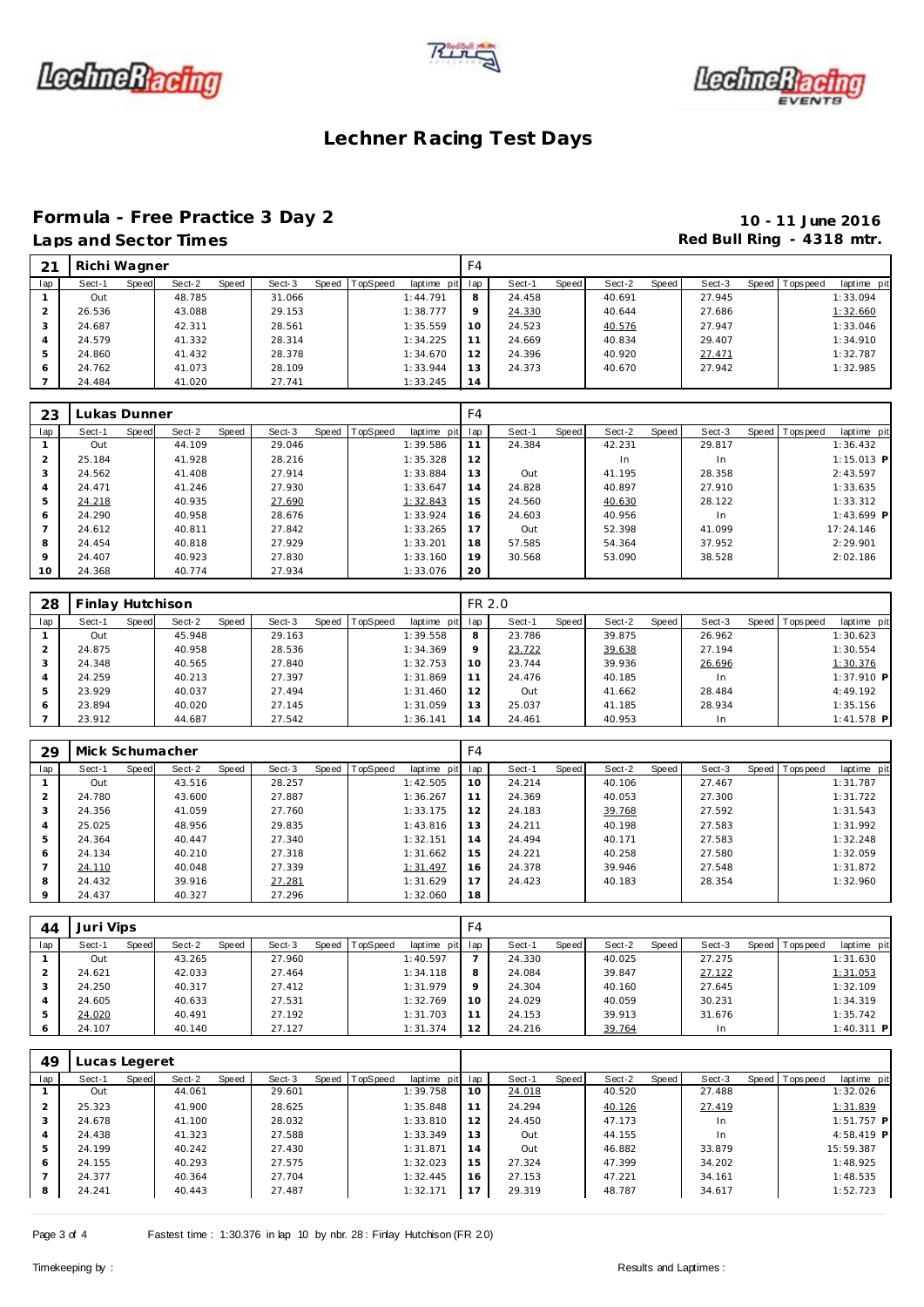# Lechner Racing Test Days

## Formula - Free Practice 3 Day 2

**Laps and Sector Times**

**10 - 11 June 2016**
**Red Bull Ring - 4318 mtr.**

| 21 | Richi Wagner | | | | | | | | F4 | | | | | | | | |
|---|---|---|---|---|---|---|---|---|---|---|---|---|---|---|---|---|---|
| lap | Sect-1 | Speed | Sect-2 | Speed | Sect-3 | Speed | TopSpeed | laptime pit | lap | Sect-1 | Speed | Sect-2 | Speed | Sect-3 | Speed | Topspeed | laptime pit |
| 1 | Out | | 48.785 | | 31.066 | | | 1:44.791 | 8 | 24.458 | | 40.691 | | 27.945 | | | 1:33.094 |
| 2 | 26.536 | | 43.088 | | 29.153 | | | 1:38.777 | 9 | 24.330 | | 40.644 | | 27.686 | | | 1:32.660 |
| 3 | 24.687 | | 42.311 | | 28.561 | | | 1:35.559 | 10 | 24.523 | | 40.576 | | 27.947 | | | 1:33.046 |
| 4 | 24.579 | | 41.332 | | 28.314 | | | 1:34.225 | 11 | 24.669 | | 40.834 | | 29.407 | | | 1:34.910 |
| 5 | 24.860 | | 41.432 | | 28.378 | | | 1:34.670 | 12 | 24.396 | | 40.920 | | 27.471 | | | 1:32.787 |
| 6 | 24.762 | | 41.073 | | 28.109 | | | 1:33.944 | 13 | 24.373 | | 40.670 | | 27.942 | | | 1:32.985 |
| 7 | 24.484 | | 41.020 | | 27.741 | | | 1:33.245 | 14 | | | | | | | | |

| 23 | Lukas Dunner | | | | | | | | F4 | | | | | | | | |
|---|---|---|---|---|---|---|---|---|---|---|---|---|---|---|---|---|---|
| lap | Sect-1 | Speed | Sect-2 | Speed | Sect-3 | Speed | TopSpeed | laptime pit | lap | Sect-1 | Speed | Sect-2 | Speed | Sect-3 | Speed | Topspeed | laptime pit |
| 1 | Out | | 44.109 | | 29.046 | | | 1:39.586 | 11 | 24.384 | | 42.231 | | 29.817 | | | 1:36.432 |
| 2 | 25.184 | | 41.928 | | 28.216 | | | 1:35.328 | 12 | | | In | | In | | | 1:15.013 P |
| 3 | 24.562 | | 41.408 | | 27.914 | | | 1:33.884 | 13 | Out | | 41.195 | | 28.358 | | | 2:43.597 |
| 4 | 24.471 | | 41.246 | | 27.930 | | | 1:33.647 | 14 | 24.828 | | 40.897 | | 27.910 | | | 1:33.635 |
| 5 | 24.218 | | 40.935 | | 27.690 | | | 1:32.843 | 15 | 24.560 | | 40.630 | | 28.122 | | | 1:33.312 |
| 6 | 24.290 | | 40.958 | | 28.676 | | | 1:33.924 | 16 | 24.603 | | 40.956 | | In | | | 1:43.699 P |
| 7 | 24.612 | | 40.811 | | 27.842 | | | 1:33.265 | 17 | Out | | 52.398 | | 41.099 | | | 17:24.146 |
| 8 | 24.454 | | 40.818 | | 27.929 | | | 1:33.201 | 18 | 57.585 | | 54.364 | | 37.952 | | | 2:29.901 |
| 9 | 24.407 | | 40.923 | | 27.830 | | | 1:33.160 | 19 | 30.568 | | 53.090 | | 38.528 | | | 2:02.186 |
| 10 | 24.368 | | 40.774 | | 27.934 | | | 1:33.076 | 20 | | | | | | | | |

| 28 | Finlay Hutchison | | | | | | | | FR 2.0 | | | | | | | | |
|---|---|---|---|---|---|---|---|---|---|---|---|---|---|---|---|---|---|
| lap | Sect-1 | Speed | Sect-2 | Speed | Sect-3 | Speed | TopSpeed | laptime pit | lap | Sect-1 | Speed | Sect-2 | Speed | Sect-3 | Speed | Topspeed | laptime pit |
| 1 | Out | | 45.948 | | 29.163 | | | 1:39.558 | 8 | 23.786 | | 39.875 | | 26.962 | | | 1:30.623 |
| 2 | 24.875 | | 40.958 | | 28.536 | | | 1:34.369 | 9 | 23.722 | | 39.638 | | 27.194 | | | 1:30.554 |
| 3 | 24.348 | | 40.565 | | 27.840 | | | 1:32.753 | 10 | 23.744 | | 39.936 | | 26.696 | | | 1:30.376 |
| 4 | 24.259 | | 40.213 | | 27.397 | | | 1:31.869 | 11 | 24.476 | | 40.185 | | In | | | 1:37.910 P |
| 5 | 23.929 | | 40.037 | | 27.494 | | | 1:31.460 | 12 | Out | | 41.662 | | 28.484 | | | 4:49.192 |
| 6 | 23.894 | | 40.020 | | 27.145 | | | 1:31.059 | 13 | 25.037 | | 41.185 | | 28.934 | | | 1:35.156 |
| 7 | 23.912 | | 44.687 | | 27.542 | | | 1:36.141 | 14 | 24.461 | | 40.953 | | In | | | 1:41.578 P |

| 29 | Mick Schumacher | | | | | | | | F4 | | | | | | | | |
|---|---|---|---|---|---|---|---|---|---|---|---|---|---|---|---|---|---|
| lap | Sect-1 | Speed | Sect-2 | Speed | Sect-3 | Speed | TopSpeed | laptime pit | lap | Sect-1 | Speed | Sect-2 | Speed | Sect-3 | Speed | Topspeed | laptime pit |
| 1 | Out | | 43.516 | | 28.257 | | | 1:42.505 | 10 | 24.214 | | 40.106 | | 27.467 | | | 1:31.787 |
| 2 | 24.780 | | 43.600 | | 27.887 | | | 1:36.267 | 11 | 24.369 | | 40.053 | | 27.300 | | | 1:31.722 |
| 3 | 24.356 | | 41.059 | | 27.760 | | | 1:33.175 | 12 | 24.183 | | 39.768 | | 27.592 | | | 1:31.543 |
| 4 | 25.025 | | 48.956 | | 29.835 | | | 1:43.816 | 13 | 24.211 | | 40.198 | | 27.583 | | | 1:31.992 |
| 5 | 24.364 | | 40.447 | | 27.340 | | | 1:32.151 | 14 | 24.494 | | 40.171 | | 27.583 | | | 1:32.248 |
| 6 | 24.134 | | 40.210 | | 27.318 | | | 1:31.662 | 15 | 24.221 | | 40.258 | | 27.580 | | | 1:32.059 |
| 7 | 24.110 | | 40.048 | | 27.339 | | | 1:31.497 | 16 | 24.378 | | 39.946 | | 27.548 | | | 1:31.872 |
| 8 | 24.432 | | 39.916 | | 27.281 | | | 1:31.629 | 17 | 24.423 | | 40.183 | | 28.354 | | | 1:32.960 |
| 9 | 24.437 | | 40.327 | | 27.296 | | | 1:32.060 | 18 | | | | | | | | |

| 44 | Juri Vips | | | | | | | | F4 | | | | | | | | |
|---|---|---|---|---|---|---|---|---|---|---|---|---|---|---|---|---|---|
| lap | Sect-1 | Speed | Sect-2 | Speed | Sect-3 | Speed | TopSpeed | laptime pit | lap | Sect-1 | Speed | Sect-2 | Speed | Sect-3 | Speed | Topspeed | laptime pit |
| 1 | Out | | 43.265 | | 27.960 | | | 1:40.597 | 7 | 24.330 | | 40.025 | | 27.275 | | | 1:31.630 |
| 2 | 24.621 | | 42.033 | | 27.464 | | | 1:34.118 | 8 | 24.084 | | 39.847 | | 27.122 | | | 1:31.053 |
| 3 | 24.250 | | 40.317 | | 27.412 | | | 1:31.979 | 9 | 24.304 | | 40.160 | | 27.645 | | | 1:32.109 |
| 4 | 24.605 | | 40.633 | | 27.531 | | | 1:32.769 | 10 | 24.029 | | 40.059 | | 30.231 | | | 1:34.319 |
| 5 | 24.020 | | 40.491 | | 27.192 | | | 1:31.703 | 11 | 24.153 | | 39.913 | | 31.676 | | | 1:35.742 |
| 6 | 24.107 | | 40.140 | | 27.127 | | | 1:31.374 | 12 | 24.216 | | 39.764 | | In | | | 1:40.311 P |

| 49 | Lucas Legeret | | | | | | | | | | | | | | | | |
|---|---|---|---|---|---|---|---|---|---|---|---|---|---|---|---|---|---|
| lap | Sect-1 | Speed | Sect-2 | Speed | Sect-3 | Speed | TopSpeed | laptime pit | lap | Sect-1 | Speed | Sect-2 | Speed | Sect-3 | Speed | Topspeed | laptime pit |
| 1 | Out | | 44.061 | | 29.601 | | | 1:39.758 | 10 | 24.018 | | 40.520 | | 27.488 | | | 1:32.026 |
| 2 | 25.323 | | 41.900 | | 28.625 | | | 1:35.848 | 11 | 24.294 | | 40.126 | | 27.419 | | | 1:31.839 |
| 3 | 24.678 | | 41.100 | | 28.032 | | | 1:33.810 | 12 | 24.450 | | 47.173 | | In | | | 1:51.757 P |
| 4 | 24.438 | | 41.323 | | 27.588 | | | 1:33.349 | 13 | Out | | 44.155 | | In | | | 4:58.419 P |
| 5 | 24.199 | | 40.242 | | 27.430 | | | 1:31.871 | 14 | Out | | 46.882 | | 33.879 | | | 15:59.387 |
| 6 | 24.155 | | 40.293 | | 27.575 | | | 1:32.023 | 15 | 27.324 | | 47.399 | | 34.202 | | | 1:48.925 |
| 7 | 24.377 | | 40.364 | | 27.704 | | | 1:32.445 | 16 | 27.153 | | 47.221 | | 34.161 | | | 1:48.535 |
| 8 | 24.241 | | 40.443 | | 27.487 | | | 1:32.171 | 17 | 29.319 | | 48.787 | | 34.617 | | | 1:52.723 |

Fastest time : 1:30.376 in lap 10 by nbr. 28 : Finlay Hutchison (FR 2.0)

Timekeeping by : Results and Laptimes :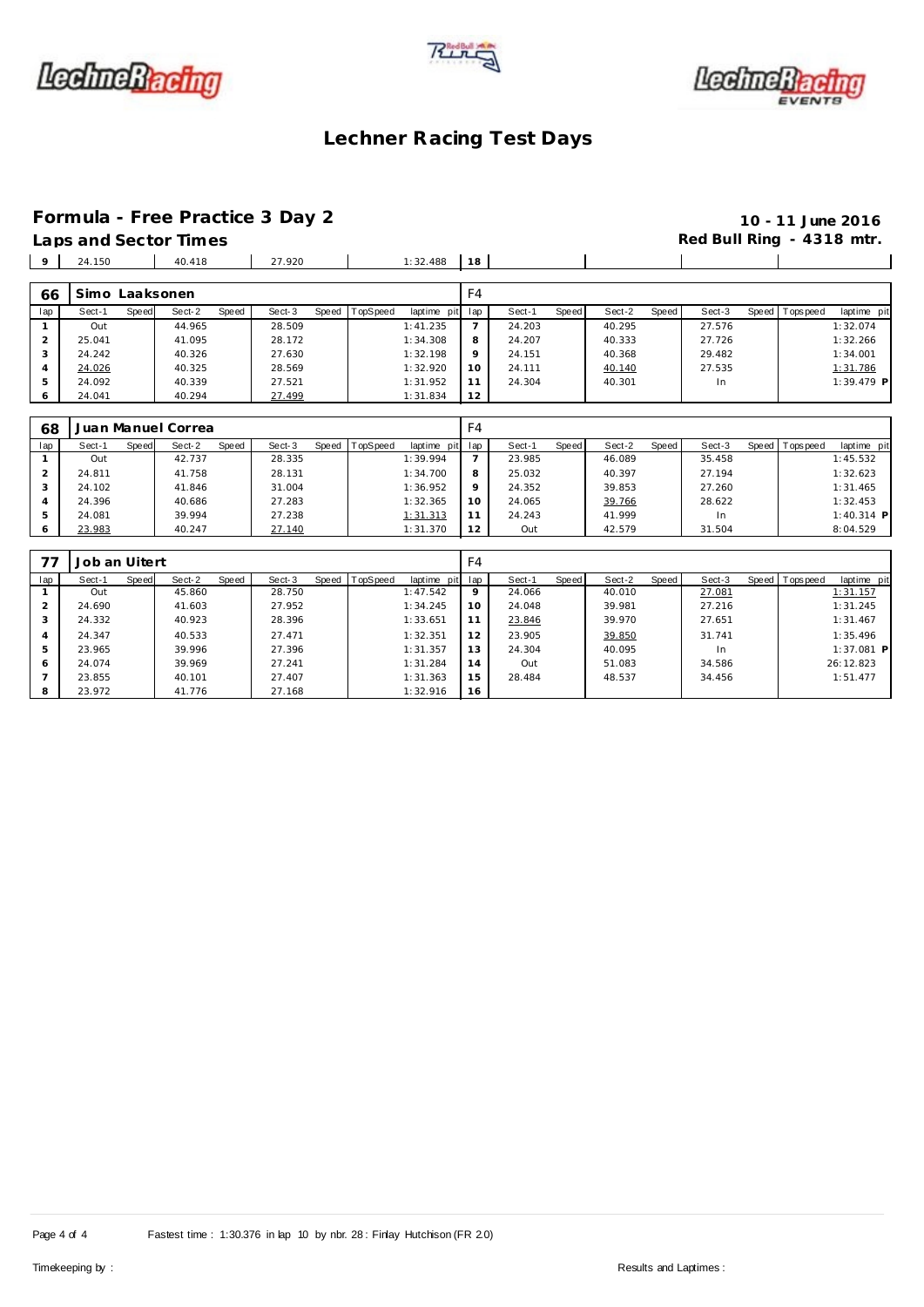# Lechner Racing Test Days

## Formula - Free Practice 3 Day 2

**10 - 11 June 2016**

### Laps and Sector Times

**Red Bull Ring - 4318 mtr.**

| lap | Sect-1 | Speed | Sect-2 | Speed | Sect-3 | Speed | TopSpeed | laptime pit | lap | Sect-1 | Speed | Sect-2 | Speed | Sect-3 | Speed | Topspeed | laptime pit |
|---|---|---|---|---|---|---|---|---|---|---|---|---|---|---|---|---|---|
| 9 | 24.150 | | 40.418 | | 27.920 | | | 1:32.488 | 18 | | | | | | | | |

**66 Simo Laaksonen** — F4

| lap | Sect-1 | Speed | Sect-2 | Speed | Sect-3 | Speed | TopSpeed | laptime pit | lap | Sect-1 | Speed | Sect-2 | Speed | Sect-3 | Speed | Topspeed | laptime pit |
|---|---|---|---|---|---|---|---|---|---|---|---|---|---|---|---|---|---|
| 1 | Out | | 44.965 | | 28.509 | | | 1:41.235 | 7 | 24.203 | | 40.295 | | 27.576 | | | 1:32.074 |
| 2 | 25.041 | | 41.095 | | 28.172 | | | 1:34.308 | 8 | 24.207 | | 40.333 | | 27.726 | | | 1:32.266 |
| 3 | 24.242 | | 40.326 | | 27.630 | | | 1:32.198 | 9 | 24.151 | | 40.368 | | 29.482 | | | 1:34.001 |
| 4 | 24.026 | | 40.325 | | 28.569 | | | 1:32.920 | 10 | 24.111 | | 40.140 | | 27.535 | | | 1:31.786 |
| 5 | 24.092 | | 40.339 | | 27.521 | | | 1:31.952 | 11 | 24.304 | | 40.301 | | In | | | 1:39.479 P |
| 6 | 24.041 | | 40.294 | | 27.499 | | | 1:31.834 | 12 | | | | | | | | |

**68 Juan Manuel Correa** — F4

| lap | Sect-1 | Speed | Sect-2 | Speed | Sect-3 | Speed | TopSpeed | laptime pit | lap | Sect-1 | Speed | Sect-2 | Speed | Sect-3 | Speed | Topspeed | laptime pit |
|---|---|---|---|---|---|---|---|---|---|---|---|---|---|---|---|---|---|
| 1 | Out | | 42.737 | | 28.335 | | | 1:39.994 | 7 | 23.985 | | 46.089 | | 35.458 | | | 1:45.532 |
| 2 | 24.811 | | 41.758 | | 28.131 | | | 1:34.700 | 8 | 25.032 | | 40.397 | | 27.194 | | | 1:32.623 |
| 3 | 24.102 | | 41.846 | | 31.004 | | | 1:36.952 | 9 | 24.352 | | 39.853 | | 27.260 | | | 1:31.465 |
| 4 | 24.396 | | 40.686 | | 27.283 | | | 1:32.365 | 10 | 24.065 | | 39.766 | | 28.622 | | | 1:32.453 |
| 5 | 24.081 | | 39.994 | | 27.238 | | | 1:31.313 | 11 | 24.243 | | 41.999 | | In | | | 1:40.314 P |
| 6 | 23.983 | | 40.247 | | 27.140 | | | 1:31.370 | 12 | Out | | 42.579 | | 31.504 | | | 8:04.529 |

**77 Job an Uitert** — F4

| lap | Sect-1 | Speed | Sect-2 | Speed | Sect-3 | Speed | TopSpeed | laptime pit | lap | Sect-1 | Speed | Sect-2 | Speed | Sect-3 | Speed | Topspeed | laptime pit |
|---|---|---|---|---|---|---|---|---|---|---|---|---|---|---|---|---|---|
| 1 | Out | | 45.860 | | 28.750 | | | 1:47.542 | 9 | 24.066 | | 40.010 | | 27.081 | | | 1:31.157 |
| 2 | 24.690 | | 41.603 | | 27.952 | | | 1:34.245 | 10 | 24.048 | | 39.981 | | 27.216 | | | 1:31.245 |
| 3 | 24.332 | | 40.923 | | 28.396 | | | 1:33.651 | 11 | 23.846 | | 39.970 | | 27.651 | | | 1:31.467 |
| 4 | 24.347 | | 40.533 | | 27.471 | | | 1:32.351 | 12 | 23.905 | | 39.850 | | 31.741 | | | 1:35.496 |
| 5 | 23.965 | | 39.996 | | 27.396 | | | 1:31.357 | 13 | 24.304 | | 40.095 | | In | | | 1:37.081 P |
| 6 | 24.074 | | 39.969 | | 27.241 | | | 1:31.284 | 14 | Out | | 51.083 | | 34.586 | | | 26:12.823 |
| 7 | 23.855 | | 40.101 | | 27.407 | | | 1:31.363 | 15 | 28.484 | | 48.537 | | 34.456 | | | 1:51.477 |
| 8 | 23.972 | | 41.776 | | 27.168 | | | 1:32.916 | 16 | | | | | | | | |

Fastest time : 1:30.376 in lap 10 by nbr. 28 : Finlay Hutchison (FR 2.0)

Timekeeping by :

Results and Laptimes :